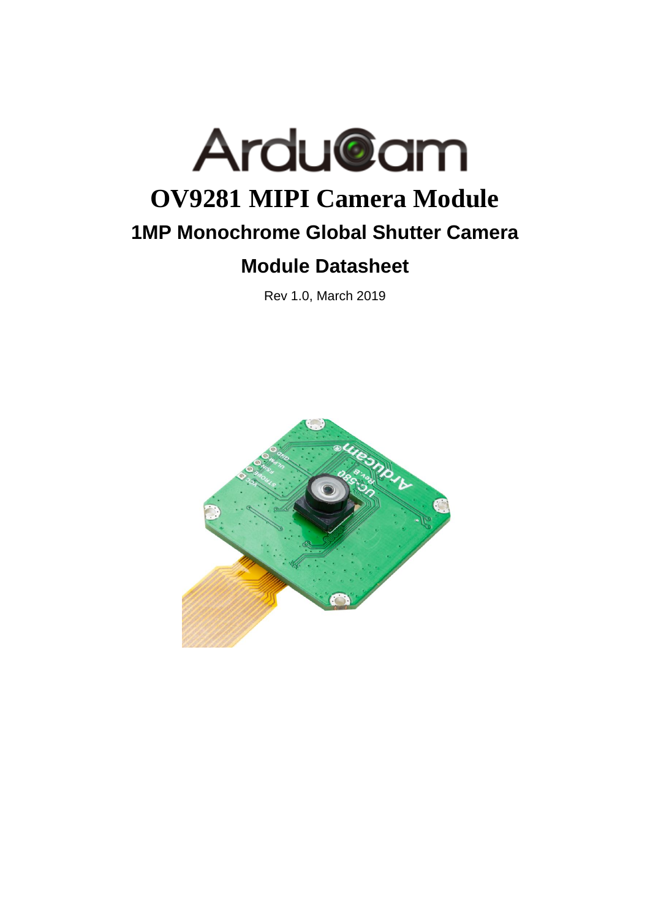# OV9281 MIPI Camera Module

## 1MP Monochrome Global Shutter Camera

## Module Datasheet

Rev 1.0, March 2019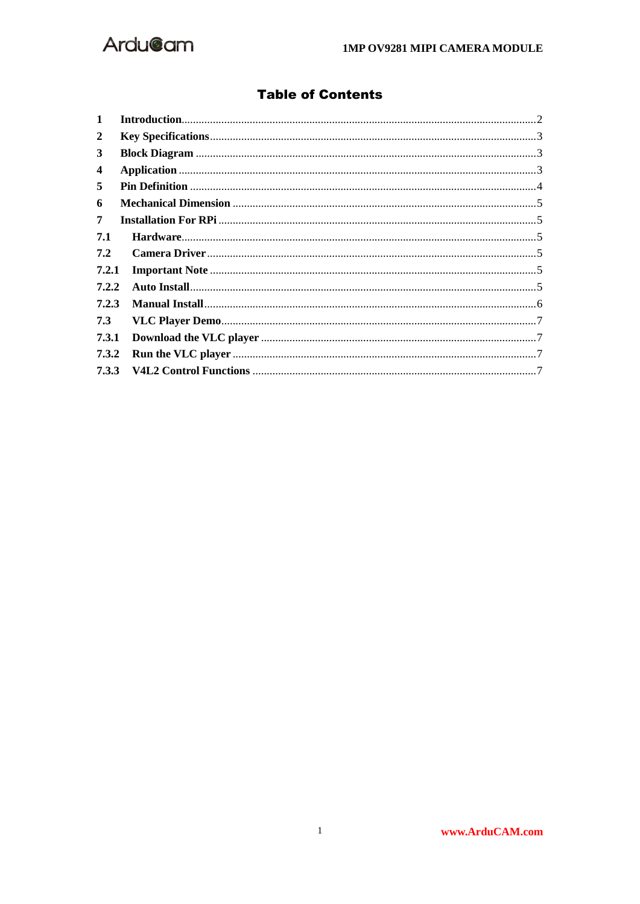# Table of Contents

1 Introduction ........ 2
2 Key Specifications ........ 3
3 Block Diagram ........ 3
4 Application ........ 3
5 Pin Definition ........ 4
6 Mechanical Dimension ........ 5
7 Installation For RPi ........ 5
7.1 Hardware ........ 5
7.2 Camera Driver ........ 5
7.2.1 Important Note ........ 5
7.2.2 Auto Install ........ 5
7.2.3 Manual Install ........ 6
7.3 VLC Player Demo ........ 7
7.3.1 Download the VLC player ........ 7
7.3.2 Run the VLC player ........ 7
7.3.3 V4L2 Control Functions ........ 7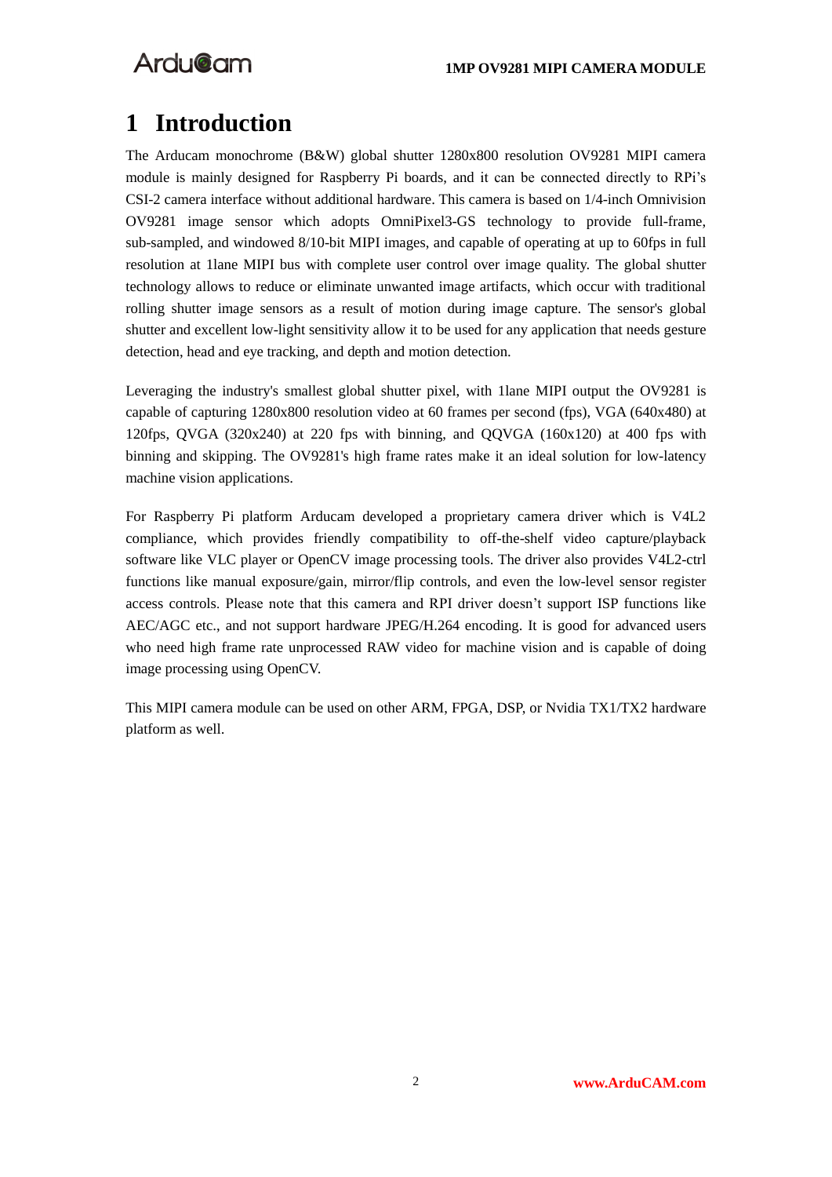# 1 Introduction

The Arducam monochrome (B&W) global shutter 1280x800 resolution OV9281 MIPI camera module is mainly designed for Raspberry Pi boards, and it can be connected directly to RPi's CSI-2 camera interface without additional hardware. This camera is based on 1/4-inch Omnivision OV9281 image sensor which adopts OmniPixel3-GS technology to provide full-frame, sub-sampled, and windowed 8/10-bit MIPI images, and capable of operating at up to 60fps in full resolution at 1lane MIPI bus with complete user control over image quality. The global shutter technology allows to reduce or eliminate unwanted image artifacts, which occur with traditional rolling shutter image sensors as a result of motion during image capture. The sensor's global shutter and excellent low-light sensitivity allow it to be used for any application that needs gesture detection, head and eye tracking, and depth and motion detection.

Leveraging the industry's smallest global shutter pixel, with 1lane MIPI output the OV9281 is capable of capturing 1280x800 resolution video at 60 frames per second (fps), VGA (640x480) at 120fps, QVGA (320x240) at 220 fps with binning, and QQVGA (160x120) at 400 fps with binning and skipping. The OV9281's high frame rates make it an ideal solution for low-latency machine vision applications.

For Raspberry Pi platform Arducam developed a proprietary camera driver which is V4L2 compliance, which provides friendly compatibility to off-the-shelf video capture/playback software like VLC player or OpenCV image processing tools. The driver also provides V4L2-ctrl functions like manual exposure/gain, mirror/flip controls, and even the low-level sensor register access controls. Please note that this camera and RPI driver doesn't support ISP functions like AEC/AGC etc., and not support hardware JPEG/H.264 encoding. It is good for advanced users who need high frame rate unprocessed RAW video for machine vision and is capable of doing image processing using OpenCV.

This MIPI camera module can be used on other ARM, FPGA, DSP, or Nvidia TX1/TX2 hardware platform as well.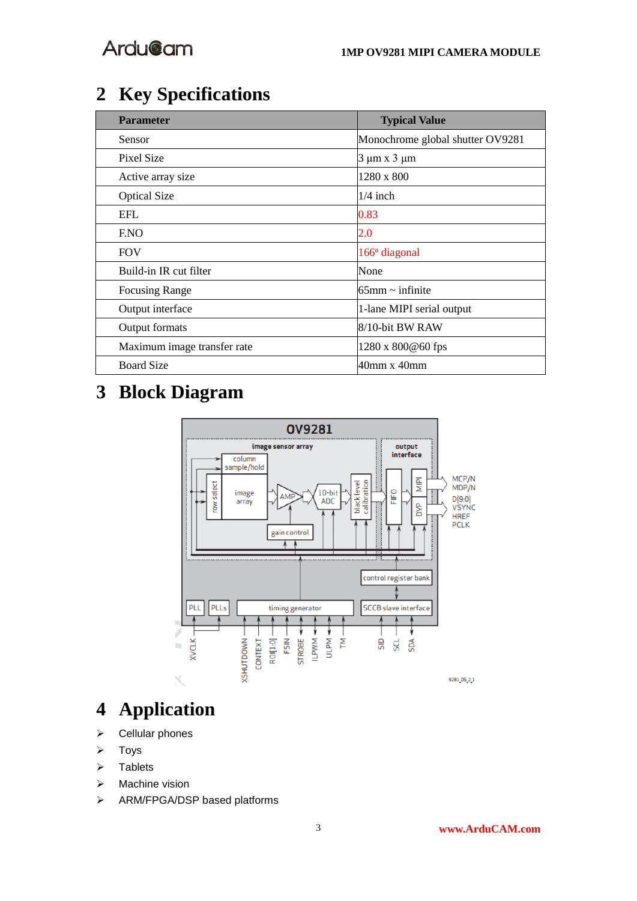## 2 Key Specifications

| Parameter | Typical Value |
|---|---|
| Sensor | Monochrome global shutter OV9281 |
| Pixel Size | 3 µm x 3 µm |
| Active array size | 1280 x 800 |
| Optical Size | 1/4 inch |
| EFL | 0.83 |
| F.NO | 2.0 |
| FOV | 166º diagonal |
| Build-in IR cut filter | None |
| Focusing Range | 65mm ~ infinite |
| Output interface | 1-lane MIPI serial output |
| Output formats | 8/10-bit BW RAW |
| Maximum image transfer rate | 1280 x 800@60 fps |
| Board Size | 40mm x 40mm |

## 3 Block Diagram

## 4 Application

- Cellular phones
- Toys
- Tablets
- Machine vision
- ARM/FPGA/DSP based platforms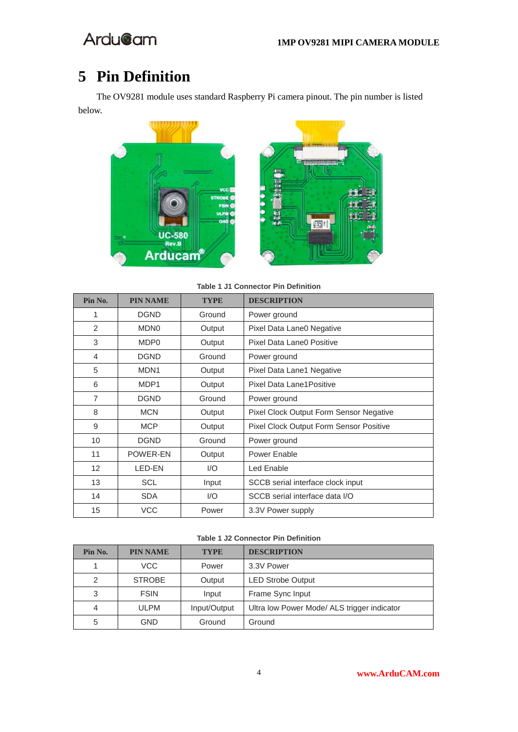# 5 Pin Definition

The OV9281 module uses standard Raspberry Pi camera pinout. The pin number is listed below.

**Table 1 J1 Connector Pin Definition**

| Pin No. | PIN NAME | TYPE | DESCRIPTION |
|---|---|---|---|
| 1 | DGND | Ground | Power ground |
| 2 | MDN0 | Output | Pixel Data Lane0 Negative |
| 3 | MDP0 | Output | Pixel Data Lane0 Positive |
| 4 | DGND | Ground | Power ground |
| 5 | MDN1 | Output | Pixel Data Lane1 Negative |
| 6 | MDP1 | Output | Pixel Data Lane1Positive |
| 7 | DGND | Ground | Power ground |
| 8 | MCN | Output | Pixel Clock Output Form Sensor Negative |
| 9 | MCP | Output | Pixel Clock Output Form Sensor Positive |
| 10 | DGND | Ground | Power ground |
| 11 | POWER-EN | Output | Power Enable |
| 12 | LED-EN | I/O | Led Enable |
| 13 | SCL | Input | SCCB serial interface clock input |
| 14 | SDA | I/O | SCCB serial interface data I/O |
| 15 | VCC | Power | 3.3V Power supply |

**Table 1 J2 Connector Pin Definition**

| Pin No. | PIN NAME | TYPE | DESCRIPTION |
|---|---|---|---|
| 1 | VCC | Power | 3.3V Power |
| 2 | STROBE | Output | LED Strobe Output |
| 3 | FSIN | Input | Frame Sync Input |
| 4 | ULPM | Input/Output | Ultra low Power Mode/ ALS trigger indicator |
| 5 | GND | Ground | Ground |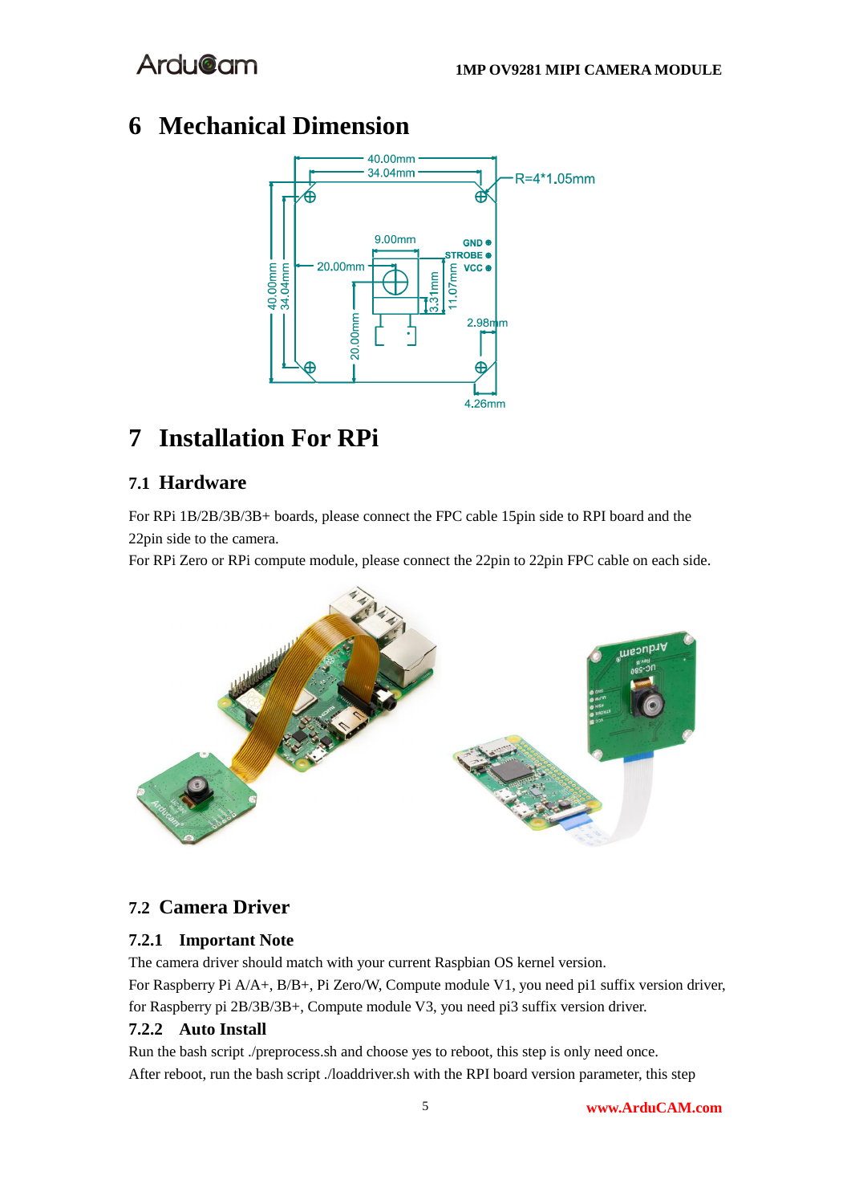# 6 Mechanical Dimension

# 7 Installation For RPi

## 7.1 Hardware

For RPi 1B/2B/3B/3B+ boards, please connect the FPC cable 15pin side to RPI board and the 22pin side to the camera.
For RPi Zero or RPi compute module, please connect the 22pin to 22pin FPC cable on each side.

## 7.2 Camera Driver

### 7.2.1 Important Note

The camera driver should match with your current Raspbian OS kernel version.
For Raspberry Pi A/A+, B/B+, Pi Zero/W, Compute module V1, you need pi1 suffix version driver, for Raspberry pi 2B/3B/3B+, Compute module V3, you need pi3 suffix version driver.

### 7.2.2 Auto Install

Run the bash script ./preprocess.sh and choose yes to reboot, this step is only need once.
After reboot, run the bash script ./loaddriver.sh with the RPI board version parameter, this step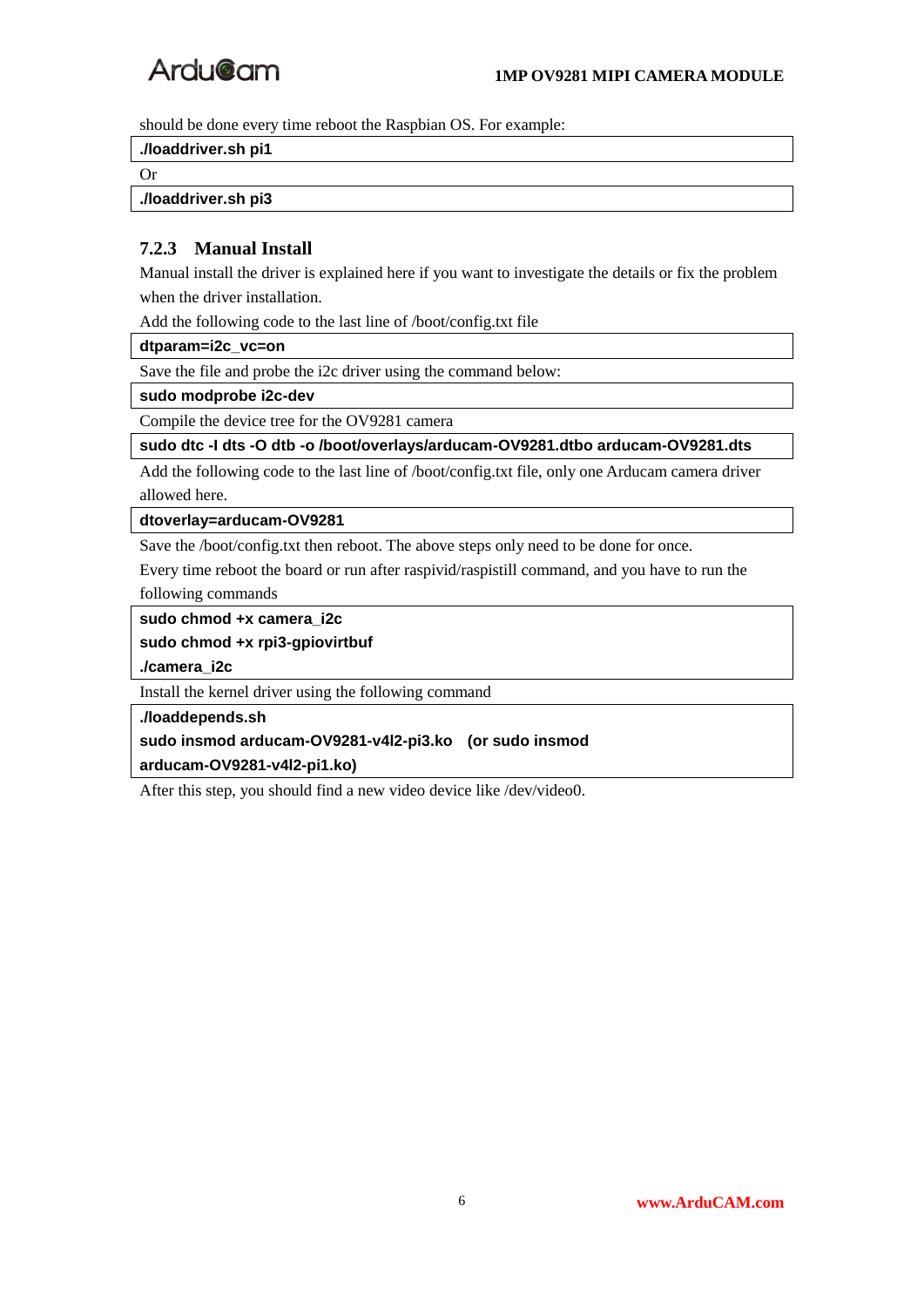should be done every time reboot the Raspbian OS. For example:

```
./loaddriver.sh pi1
```

Or

```
./loaddriver.sh pi3
```

### 7.2.3 Manual Install

Manual install the driver is explained here if you want to investigate the details or fix the problem when the driver installation.

Add the following code to the last line of /boot/config.txt file

```
dtparam=i2c_vc=on
```

Save the file and probe the i2c driver using the command below:

```
sudo modprobe i2c-dev
```

Compile the device tree for the OV9281 camera

```
sudo dtc -I dts -O dtb -o /boot/overlays/arducam-OV9281.dtbo arducam-OV9281.dts
```

Add the following code to the last line of /boot/config.txt file, only one Arducam camera driver allowed here.

```
dtoverlay=arducam-OV9281
```

Save the /boot/config.txt then reboot. The above steps only need to be done for once.

Every time reboot the board or run after raspivid/raspistill command, and you have to run the following commands

```
sudo chmod +x camera_i2c
sudo chmod +x rpi3-gpiovirtbuf
./camera_i2c
```

Install the kernel driver using the following command

```
./loaddepends.sh
sudo insmod arducam-OV9281-v4l2-pi3.ko   (or sudo insmod arducam-OV9281-v4l2-pi1.ko)
```

After this step, you should find a new video device like /dev/video0.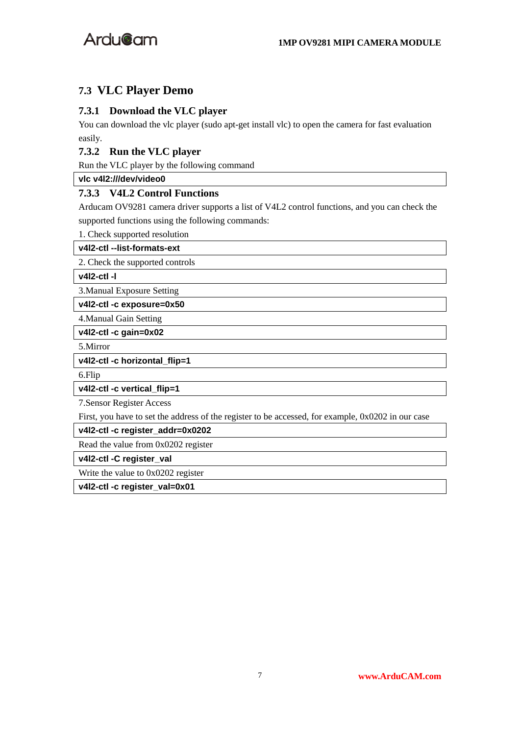## 7.3 VLC Player Demo

### 7.3.1 Download the VLC player

You can download the vlc player (sudo apt-get install vlc) to open the camera for fast evaluation easily.

### 7.3.2 Run the VLC player

Run the VLC player by the following command

```
vlc v4l2:///dev/video0
```

### 7.3.3 V4L2 Control Functions

Arducam OV9281 camera driver supports a list of V4L2 control functions, and you can check the supported functions using the following commands:

1. Check supported resolution

```
v4l2-ctl --list-formats-ext
```

2. Check the supported controls

```
v4l2-ctl -l
```

3.Manual Exposure Setting

```
v4l2-ctl -c exposure=0x50
```

4.Manual Gain Setting

```
v4l2-ctl -c gain=0x02
```

5.Mirror

```
v4l2-ctl -c horizontal_flip=1
```

6.Flip

```
v4l2-ctl -c vertical_flip=1
```

7.Sensor Register Access

First, you have to set the address of the register to be accessed, for example, 0x0202 in our case

```
v4l2-ctl -c register_addr=0x0202
```

Read the value from 0x0202 register

```
v4l2-ctl -C register_val
```

Write the value to 0x0202 register

```
v4l2-ctl -c register_val=0x01
```